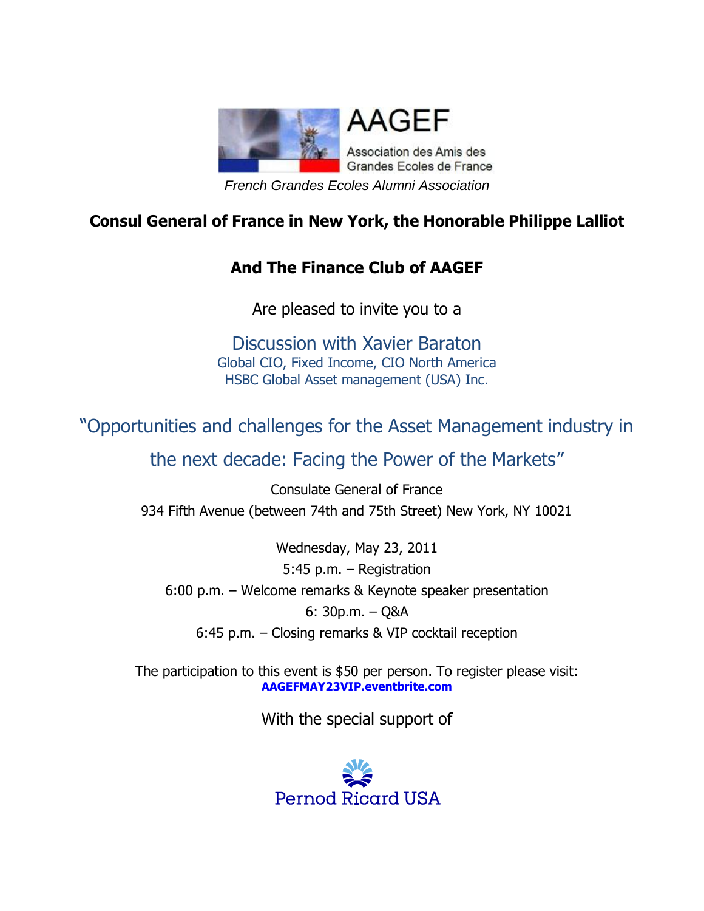AAGEF

Association des Amis des Grandes Ecoles de France

*French Grandes Ecoles Alumni Association*

**Consul General of France in New York, the Honorable Philippe Lalliot**

**And The Finance Club of AAGEF**

Are pleased to invite you to a

## Discussion with Xavier Baraton

Global CIO, Fixed Income, CIO North America
HSBC Global Asset management (USA) Inc.

## "Opportunities and challenges for the Asset Management industry in the next decade: Facing the Power of the Markets"

Consulate General of France
934 Fifth Avenue (between 74th and 75th Street) New York, NY 10021

Wednesday, May 23, 2011
5:45 p.m. – Registration
6:00 p.m. – Welcome remarks & Keynote speaker presentation
6: 30p.m. – Q&A
6:45 p.m. – Closing remarks & VIP cocktail reception

The participation to this event is $50 per person. To register please visit:
**AAGEFMAY23VIP.eventbrite.com**

With the special support of

Pernod Ricard USA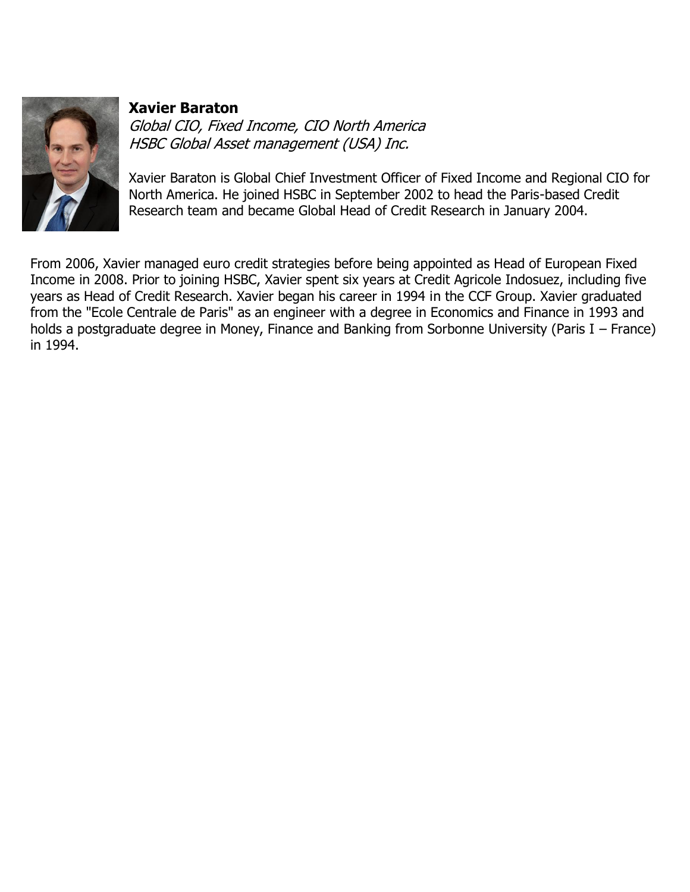**Xavier Baraton**

*Global CIO, Fixed Income, CIO North America*
*HSBC Global Asset management (USA) Inc.*

Xavier Baraton is Global Chief Investment Officer of Fixed Income and Regional CIO for North America. He joined HSBC in September 2002 to head the Paris-based Credit Research team and became Global Head of Credit Research in January 2004.

From 2006, Xavier managed euro credit strategies before being appointed as Head of European Fixed Income in 2008. Prior to joining HSBC, Xavier spent six years at Credit Agricole Indosuez, including five years as Head of Credit Research. Xavier began his career in 1994 in the CCF Group. Xavier graduated from the "Ecole Centrale de Paris" as an engineer with a degree in Economics and Finance in 1993 and holds a postgraduate degree in Money, Finance and Banking from Sorbonne University (Paris I – France) in 1994.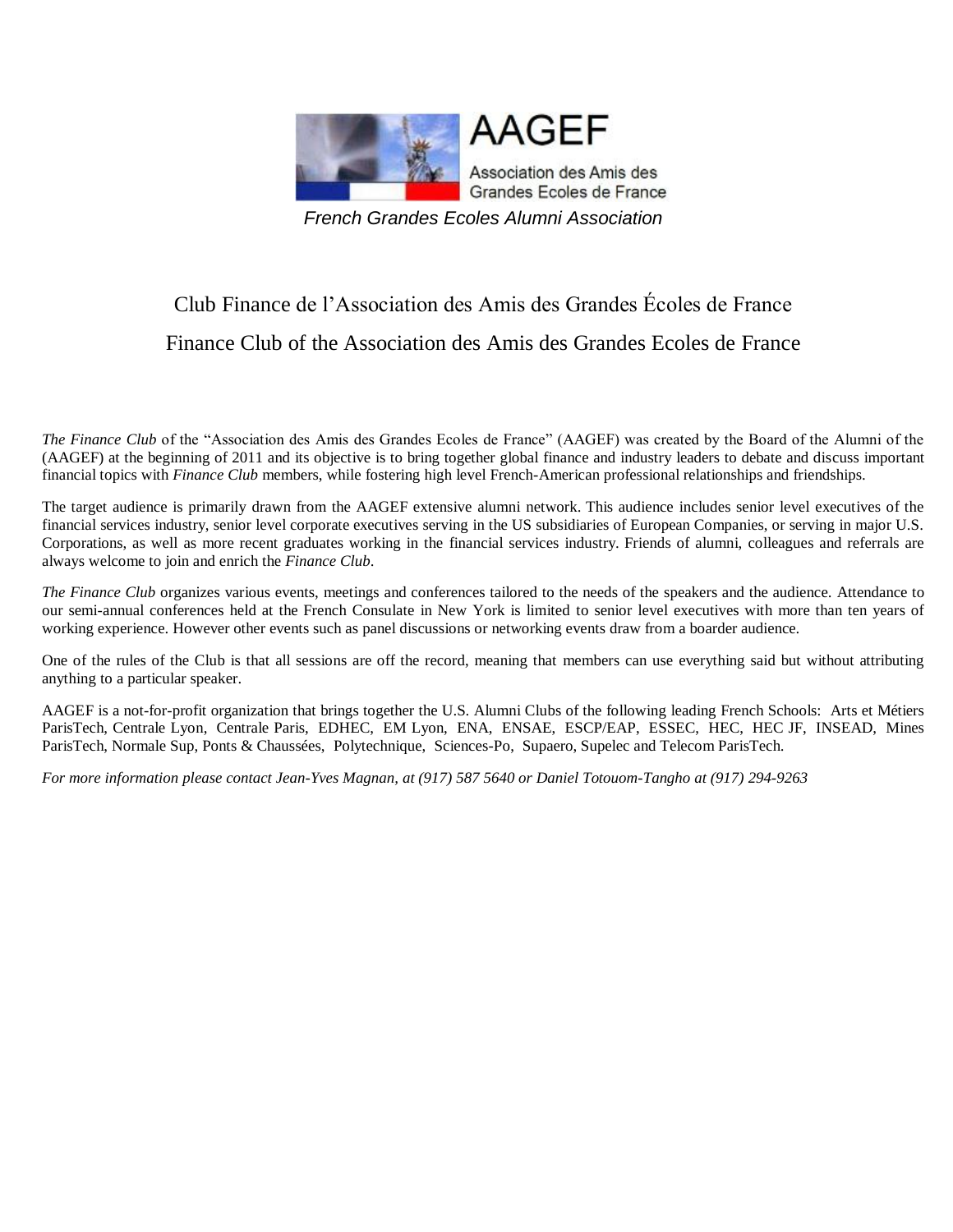AAGEF

Association des Amis des Grandes Ecoles de France

*French Grandes Ecoles Alumni Association*

## Club Finance de l'Association des Amis des Grandes Écoles de France

## Finance Club of the Association des Amis des Grandes Ecoles de France

*The Finance Club* of the "Association des Amis des Grandes Ecoles de France" (AAGEF) was created by the Board of the Alumni of the (AAGEF) at the beginning of 2011 and its objective is to bring together global finance and industry leaders to debate and discuss important financial topics with *Finance Club* members, while fostering high level French-American professional relationships and friendships.

The target audience is primarily drawn from the AAGEF extensive alumni network. This audience includes senior level executives of the financial services industry, senior level corporate executives serving in the US subsidiaries of European Companies, or serving in major U.S. Corporations, as well as more recent graduates working in the financial services industry. Friends of alumni, colleagues and referrals are always welcome to join and enrich the *Finance Club*.

*The Finance Club* organizes various events, meetings and conferences tailored to the needs of the speakers and the audience. Attendance to our semi-annual conferences held at the French Consulate in New York is limited to senior level executives with more than ten years of working experience. However other events such as panel discussions or networking events draw from a boarder audience.

One of the rules of the Club is that all sessions are off the record, meaning that members can use everything said but without attributing anything to a particular speaker.

AAGEF is a not-for-profit organization that brings together the U.S. Alumni Clubs of the following leading French Schools: Arts et Métiers ParisTech, Centrale Lyon, Centrale Paris, EDHEC, EM Lyon, ENA, ENSAE, ESCP/EAP, ESSEC, HEC, HEC JF, INSEAD, Mines ParisTech, Normale Sup, Ponts & Chaussées, Polytechnique, Sciences-Po, Supaero, Supelec and Telecom ParisTech.

*For more information please contact Jean-Yves Magnan, at (917) 587 5640 or Daniel Totouom-Tangho at (917) 294-9263*